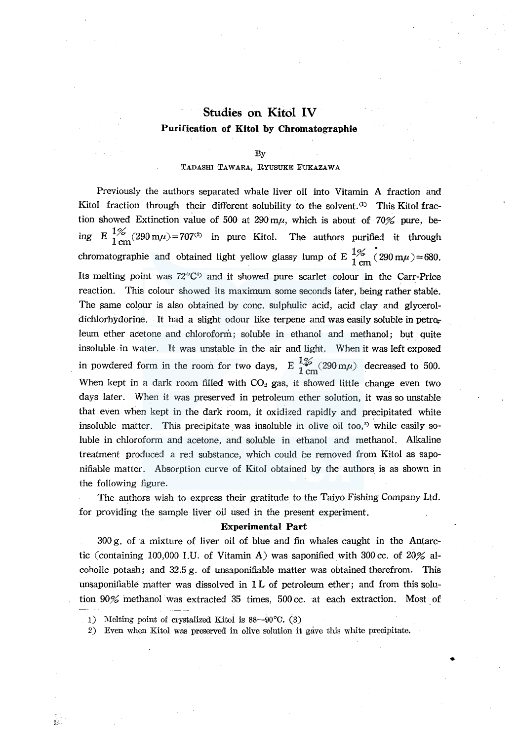# Studies on Kitol IV

## Purification of Kitol by Chromatographie

By

TADASHI TAWARA, RYUSUKE FUKAZAWA

Previously the authors separated whale liver oil into Vitamin A fraction and Kitol fraction through their different solubility to the solvent.[1] This Kitol fraction showed Extinction value of 500 at 290 mμ, which is about of 70% pure, being $E^{1\%}_{1\,cm}(290\,m\mu)=707$[2] in pure Kitol. The authors purified it through chromatographie and obtained light yellow glassy lump of $E^{1\%}_{1\,cm}(290\,m\mu)=680$. Its melting point was 72°C[1)] and it showed pure scarlet colour in the Carr-Price reaction. This colour showed its maximum some seconds later, being rather stable. The same colour is also obtained by conc. sulphulic acid, acid clay and glyceroldichlorhydorine. It had a slight odour like terpene and was easily soluble in petroleum ether acetone and chloroform; soluble in ethanol and methanol; but quite insoluble in water. It was unstable in the air and light. When it was left exposed in powdered form in the room for two days, $E^{1\%}_{1\,cm}(290\,m\mu)$ decreased to 500. When kept in a dark room filled with $CO_2$ gas, it showed little change even two days later. When it was preserved in petroleum ether solution, it was so unstable that even when kept in the dark room, it oxidized rapidly and precipitated white insoluble matter. This precipitate was insoluble in olive oil too,[2)] while easily soluble in chloroform and acetone, and soluble in ethanol and methanol. Alkaline treatment produced a red substance, which could be removed from Kitol as saponifiable matter. Absorption curve of Kitol obtained by the authors is as shown in the following figure.

The authors wish to express their gratitude to the Taiyo Fishing Company Ltd. for providing the sample liver oil used in the present experiment.

### Experimental Part

300 g. of a mixture of liver oil of blue and fin whales caught in the Antarctic (containing 100,000 I.U. of Vitamin A) was saponified with 300 cc. of 20% alcoholic potash; and 32.5 g. of unsaponifiable matter was obtained therefrom. This unsaponifiable matter was dissolved in 1 L of petroleum ether; and from this solution 90% methanol was extracted 35 times, 500 cc. at each extraction. Most of

---

1) Melting point of crystalized Kitol is 88—90°C. (3)

2) Even when Kitol was preserved in olive solution it gave this white precipitate.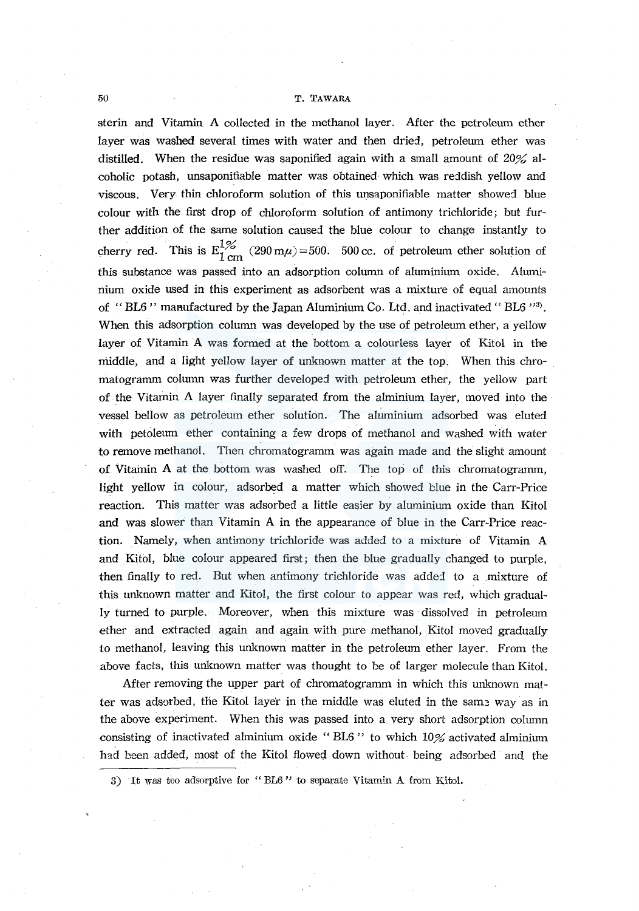sterin and Vitamin A collected in the methanol layer. After the petroleum ether layer was washed several times with water and then dried, petroleum ether was distilled. When the residue was saponified again with a small amount of 20% alcoholic potash, unsaponifiable matter was obtained which was reddish yellow and viscous. Very thin chloroform solution of this unsaponifiable matter showed blue colour with the first drop of chloroform solution of antimony trichloride; but further addition of the same solution caused the blue colour to change instantly to cherry red. This is $E^{1\%}_{1\,cm}$ (290 m$\mu$) = 500. 500 cc. of petroleum ether solution of this substance was passed into an adsorption column of aluminium oxide. Aluminium oxide used in this experiment as adsorbent was a mixture of equal amounts of "BL6" manufactured by the Japan Aluminium Co. Ltd. and inactivated "BL6"[3]. When this adsorption column was developed by the use of petroleum ether, a yellow layer of Vitamin A was formed at the bottom a colourless layer of Kitol in the middle, and a light yellow layer of unknown matter at the top. When this chromatogramm column was further developed with petroleum ether, the yellow part of the Vitamin A layer finally separated from the alminium layer, moved into the vessel bellow as petroleum ether solution. The aluminium adsorbed was eluted with petoleum ether containing a few drops of methanol and washed with water to remove methanol. Then chromatogramm was again made and the slight amount of Vitamin A at the bottom was washed off. The top of this chromatogramm, light yellow in colour, adsorbed a matter which showed blue in the Carr-Price reaction. This matter was adsorbed a little easier by aluminium oxide than Kitol and was slower than Vitamin A in the appearance of blue in the Carr-Price reaction. Namely, when antimony trichloride was added to a mixture of Vitamin A and Kitol, blue colour appeared first; then the blue gradually changed to purple, then finally to red. But when antimony trichloride was added to a mixture of this unknown matter and Kitol, the first colour to appear was red, which gradually turned to purple. Moreover, when this mixture was dissolved in petroleum ether and extracted again and again with pure methanol, Kitol moved gradually to methanol, leaving this unknown matter in the petroleum ether layer. From the above facts, this unknown matter was thought to be of larger molecule than Kitol.

After removing the upper part of chromatogramm in which this unknown matter was adsorbed, the Kitol layer in the middle was eluted in the same way as in the above experiment. When this was passed into a very short adsorption column consisting of inactivated alminium oxide "BL6" to which 10% activated alminium had been added, most of the Kitol flowed down without being adsorbed and the

3) It was too adsorptive for "BL6" to separate Vitamin A from Kitol.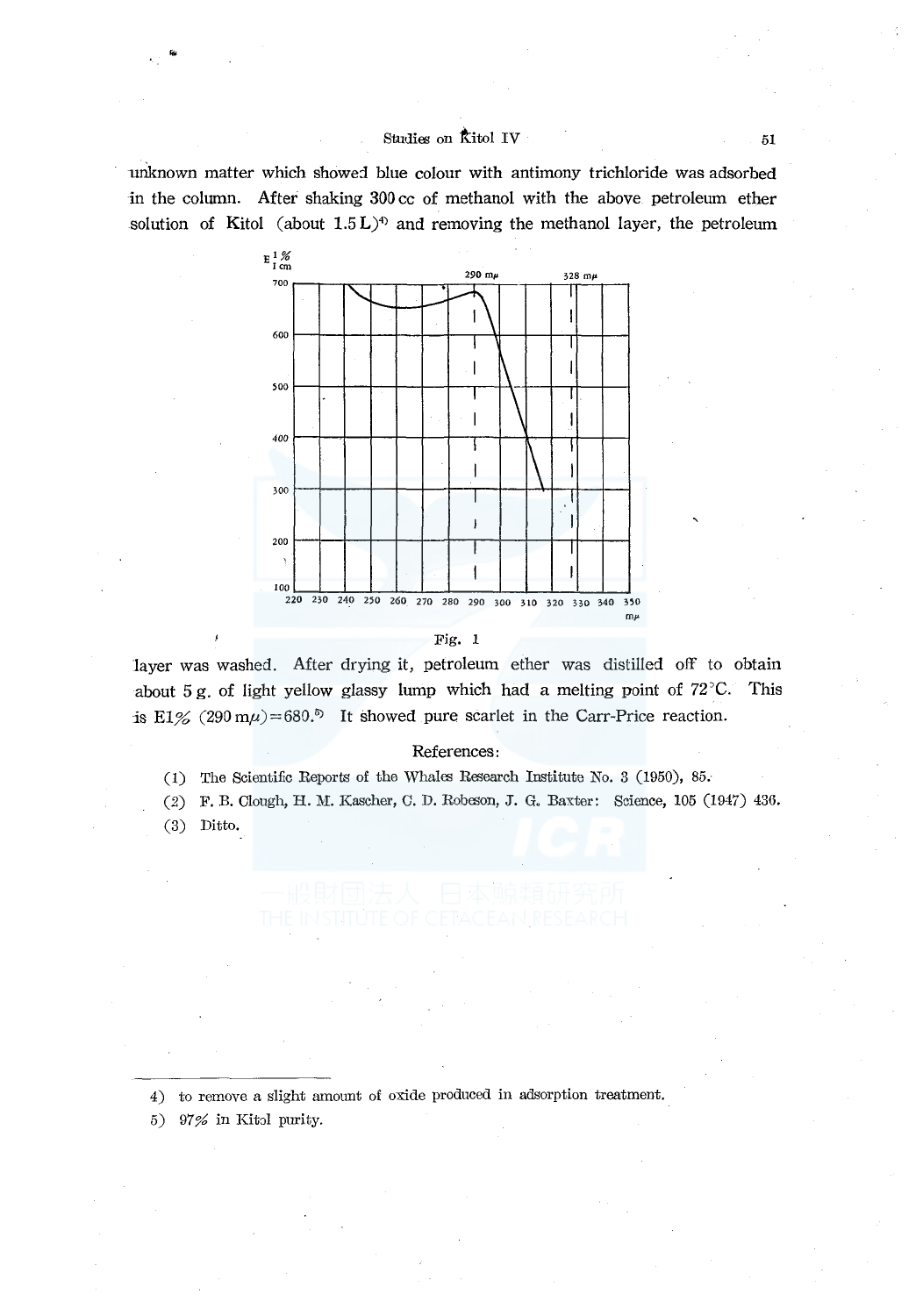unknown matter which showed blue colour with antimony trichloride was adsorbed in the column. After shaking 300 cc of methanol with the above petroleum ether solution of Kitol (about 1.5 L)[4] and removing the methanol layer, the petroleum

$E^{1\%}_{1\,cm}$

700
600
500
400
300
200
100

290 mμ
328 mμ

220 230 240 250 260 270 280 290 300 310 320 330 340 350
mμ

Fig. 1

layer was washed. After drying it, petroleum ether was distilled off to obtain about 5 g. of light yellow glassy lump which had a melting point of 72°C. This is E1% (290 mμ)=680.[5] It showed pure scarlet in the Carr-Price reaction.

References:

(1) The Scientific Reports of the Whales Research Institute No. 3 (1950), 85.

(2) F. B. Clough, H. M. Kascher, C. D. Robeson, J. G. Baxter: Science, 105 (1947) 436.

(3) Ditto.

4) to remove a slight amount of oxide produced in adsorption treatment.

5) 97% in Kitol purity.